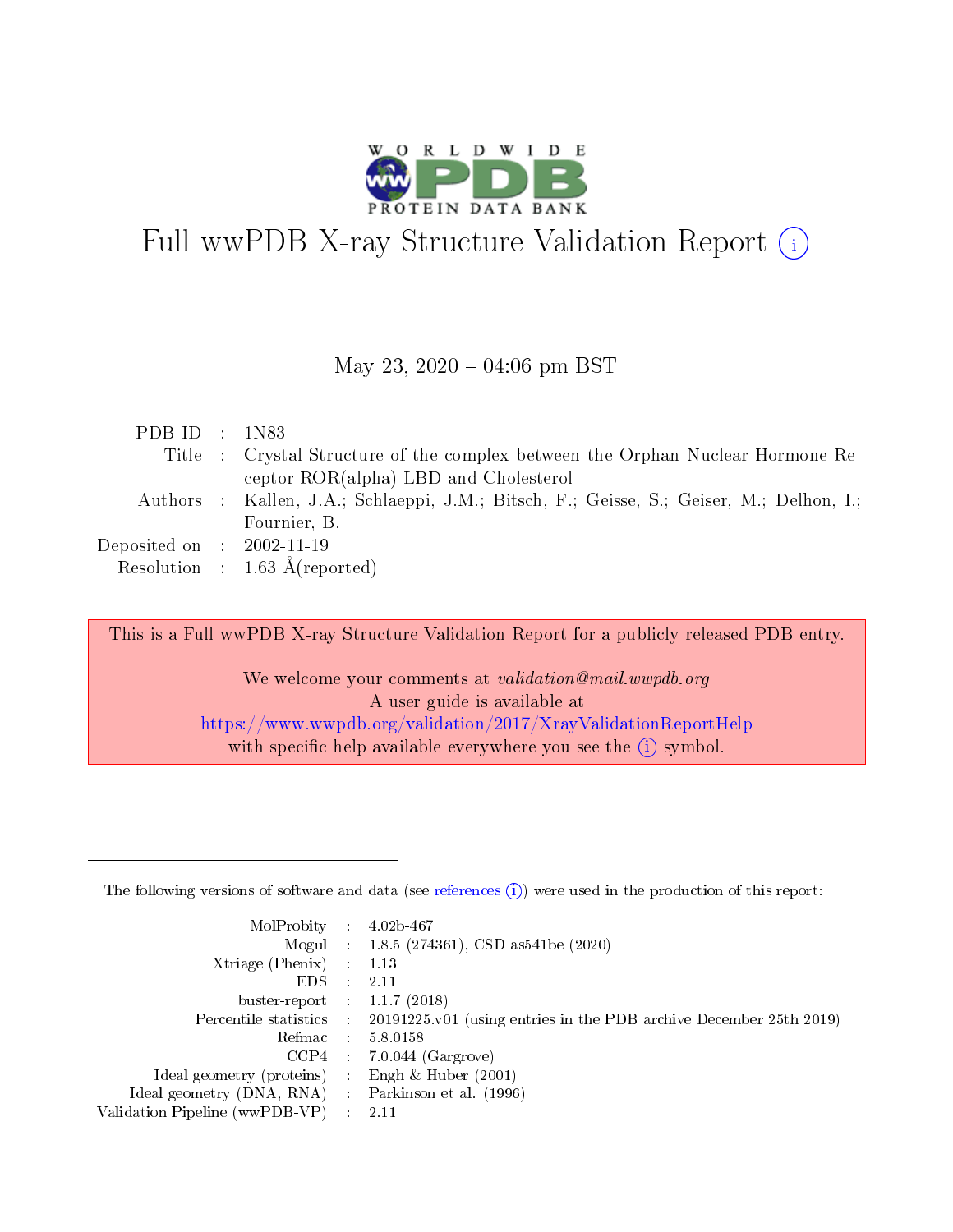# Full wwPDB X-ray Structure Validation Report (i)

May 23, 2020 – 04:06 pm BST

| | | |
|---|---|---|
| PDB ID | : | 1N83 |
| Title | : | Crystal Structure of the complex between the Orphan Nuclear Hormone Receptor ROR(alpha)-LBD and Cholesterol |
| Authors | : | Kallen, J.A.; Schlaeppi, J.M.; Bitsch, F.; Geisse, S.; Geiser, M.; Delhon, I.; Fournier, B. |
| Deposited on | : | 2002-11-19 |
| Resolution | : | 1.63 Å(reported) |

This is a Full wwPDB X-ray Structure Validation Report for a publicly released PDB entry.

We welcome your comments at *validation@mail.wwpdb.org*
A user guide is available at
https://www.wwpdb.org/validation/2017/XrayValidationReportHelp
with specific help available everywhere you see the (i) symbol.

The following versions of software and data (see references (i)) were used in the production of this report:

| | | |
|---|---|---|
| MolProbity | : | 4.02b-467 |
| Mogul | : | 1.8.5 (274361), CSD as541be (2020) |
| Xtriage (Phenix) | : | 1.13 |
| EDS | : | 2.11 |
| buster-report | : | 1.1.7 (2018) |
| Percentile statistics | : | 20191225.v01 (using entries in the PDB archive December 25th 2019) |
| Refmac | : | 5.8.0158 |
| CCP4 | : | 7.0.044 (Gargrove) |
| Ideal geometry (proteins) | : | Engh & Huber (2001) |
| Ideal geometry (DNA, RNA) | : | Parkinson et al. (1996) |
| Validation Pipeline (wwPDB-VP) | : | 2.11 |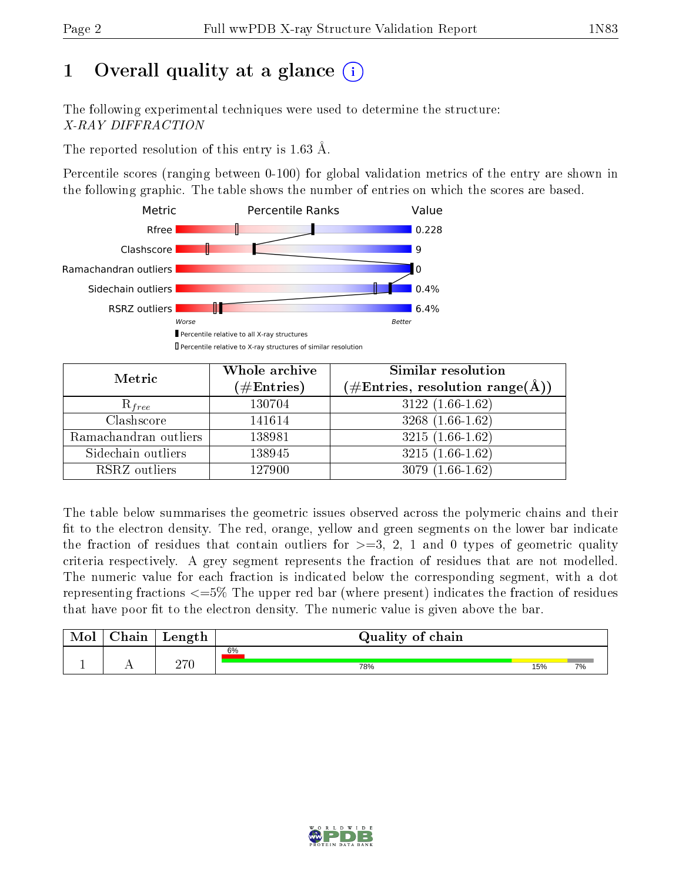# 1 Overall quality at a glance (i)

The following experimental techniques were used to determine the structure:
*X-RAY DIFFRACTION*

The reported resolution of this entry is 1.63 Å.

Percentile scores (ranging between 0-100) for global validation metrics of the entry are shown in the following graphic. The table shows the number of entries on which the scores are based.

| Metric | Value |
|---|---|
| Rfree | 0.228 |
| Clashscore | 9 |
| Ramachandran outliers | 0 |
| Sidechain outliers | 0.4% |
| RSRZ outliers | 6.4% |

Worse — Better

Percentile relative to all X-ray structures

Percentile relative to X-ray structures of similar resolution

| Metric | Whole archive (#Entries) | Similar resolution (#Entries, resolution range(Å)) |
|---|---|---|
| $R_{free}$ | 130704 | 3122 (1.66-1.62) |
| Clashscore | 141614 | 3268 (1.66-1.62) |
| Ramachandran outliers | 138981 | 3215 (1.66-1.62) |
| Sidechain outliers | 138945 | 3215 (1.66-1.62) |
| RSRZ outliers | 127900 | 3079 (1.66-1.62) |

The table below summarises the geometric issues observed across the polymeric chains and their fit to the electron density. The red, orange, yellow and green segments on the lower bar indicate the fraction of residues that contain outliers for >=3, 2, 1 and 0 types of geometric quality criteria respectively. A grey segment represents the fraction of residues that are not modelled. The numeric value for each fraction is indicated below the corresponding segment, with a dot representing fractions <=5% The upper red bar (where present) indicates the fraction of residues that have poor fit to the electron density. The numeric value is given above the bar.

| Mol | Chain | Length | Quality of chain |
|---|---|---|---|
| 1 | A | 270 | 6% (poor fit); 78% green, 15% yellow, 7% grey |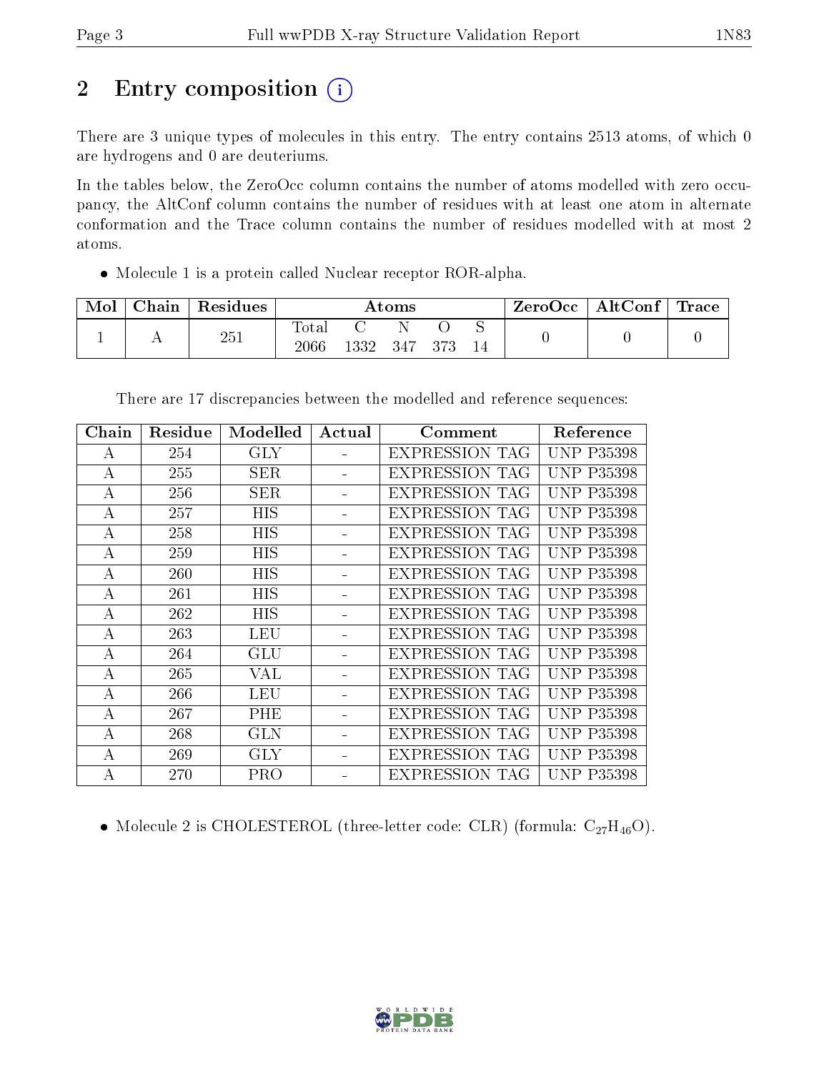# 2 Entry composition

There are 3 unique types of molecules in this entry. The entry contains 2513 atoms, of which 0 are hydrogens and 0 are deuteriums.

In the tables below, the ZeroOcc column contains the number of atoms modelled with zero occupancy, the AltConf column contains the number of residues with at least one atom in alternate conformation and the Trace column contains the number of residues modelled with at most 2 atoms.

- Molecule 1 is a protein called Nuclear receptor ROR-alpha.

| Mol | Chain | Residues | Atoms | | | | | ZeroOcc | AltConf | Trace |
|---|---|---|---|---|---|---|---|---|---|---|
| 1 | A | 251 | Total | C | N | O | S | 0 | 0 | 0 |
| | | | 2066 | 1332 | 347 | 373 | 14 | | | |

There are 17 discrepancies between the modelled and reference sequences:

| Chain | Residue | Modelled | Actual | Comment | Reference |
|---|---|---|---|---|---|
| A | 254 | GLY | - | EXPRESSION TAG | UNP P35398 |
| A | 255 | SER | - | EXPRESSION TAG | UNP P35398 |
| A | 256 | SER | - | EXPRESSION TAG | UNP P35398 |
| A | 257 | HIS | - | EXPRESSION TAG | UNP P35398 |
| A | 258 | HIS | - | EXPRESSION TAG | UNP P35398 |
| A | 259 | HIS | - | EXPRESSION TAG | UNP P35398 |
| A | 260 | HIS | - | EXPRESSION TAG | UNP P35398 |
| A | 261 | HIS | - | EXPRESSION TAG | UNP P35398 |
| A | 262 | HIS | - | EXPRESSION TAG | UNP P35398 |
| A | 263 | LEU | - | EXPRESSION TAG | UNP P35398 |
| A | 264 | GLU | - | EXPRESSION TAG | UNP P35398 |
| A | 265 | VAL | - | EXPRESSION TAG | UNP P35398 |
| A | 266 | LEU | - | EXPRESSION TAG | UNP P35398 |
| A | 267 | PHE | - | EXPRESSION TAG | UNP P35398 |
| A | 268 | GLN | - | EXPRESSION TAG | UNP P35398 |
| A | 269 | GLY | - | EXPRESSION TAG | UNP P35398 |
| A | 270 | PRO | - | EXPRESSION TAG | UNP P35398 |

- Molecule 2 is CHOLESTEROL (three-letter code: CLR) (formula: $C_{27}H_{46}O$).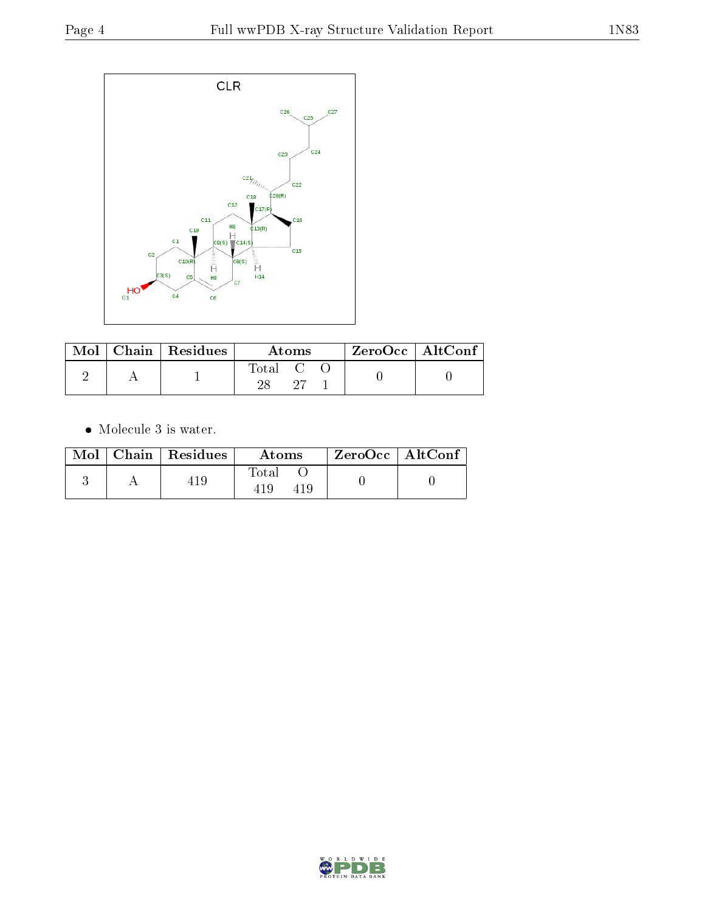CLR

| Mol | Chain | Residues | Atoms | | | ZeroOcc | AltConf |
|---|---|---|---|---|---|---|---|
| | | | Total | C | O | | |
| 2 | A | 1 | 28 | 27 | 1 | 0 | 0 |

- Molecule 3 is water.

| Mol | Chain | Residues | Atoms | | ZeroOcc | AltConf |
|---|---|---|---|---|---|---|
| | | | Total | O | | |
| 3 | A | 419 | 419 | 419 | 0 | 0 |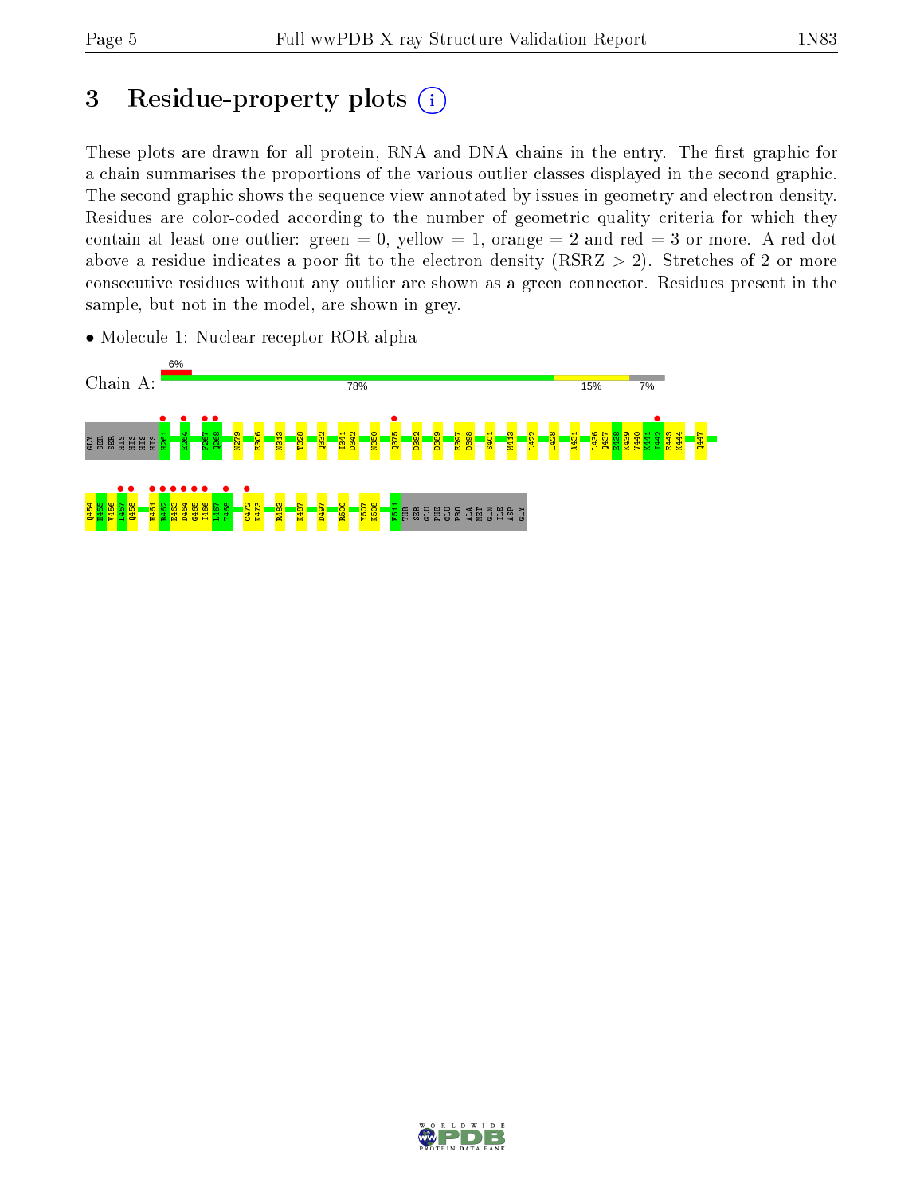# 3 Residue-property plots

These plots are drawn for all protein, RNA and DNA chains in the entry. The first graphic for a chain summarises the proportions of the various outlier classes displayed in the second graphic. The second graphic shows the sequence view annotated by issues in geometry and electron density. Residues are color-coded according to the number of geometric quality criteria for which they contain at least one outlier: green = 0, yellow = 1, orange = 2 and red = 3 or more. A red dot above a residue indicates a poor fit to the electron density (RSRZ > 2). Stretches of 2 or more consecutive residues without any outlier are shown as a green connector. Residues present in the sample, but not in the model, are shown in grey.

- Molecule 1: Nuclear receptor ROR-alpha

Chain A: 6% | 78% | 15% | 7%

GLY SER SER HIS HIS HIS HIS H261 E264 F267 Q268 N279 E306 N313 T328 Q332 I341 D342 N350 Q375 D382 D389 E397 D398 S401 M413 L422 L428 A431 L436 Q437 E438 K439 V440 K441 I442 E443 K444 Q447 Q454 M455 V456 L457 Q458 H461 R462 E463 D464 G465 I466 L467 T468 C472 K473 R483 K487 D497 R500 Y507 K508 F511 THR SER GLU PHE GLU PRO ALA MET GLN ILE ASP GLY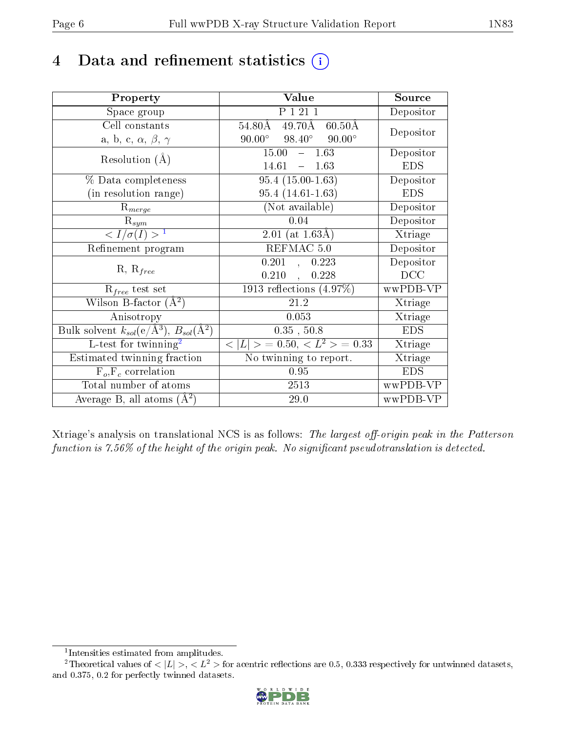# 4 Data and refinement statistics

| Property | Value | Source |
|---|---|---|
| Space group | P 1 21 1 | Depositor |
| Cell constants<br>a, b, c, $\alpha$, $\beta$, $\gamma$ | 54.80Å 49.70Å 60.50Å<br>90.00° 98.40° 90.00° | Depositor |
| Resolution (Å) | 15.00 – 1.63<br>14.61 – 1.63 | Depositor<br>EDS |
| % Data completeness<br>(in resolution range) | 95.4 (15.00-1.63)<br>95.4 (14.61-1.63) | Depositor<br>EDS |
| $R_{merge}$ | (Not available) | Depositor |
| $R_{sym}$ | 0.04 | Depositor |
| $< I/\sigma(I) >$ [1] | 2.01 (at 1.63Å) | Xtriage |
| Refinement program | REFMAC 5.0 | Depositor |
| R, $R_{free}$ | 0.201 , 0.223<br>0.210 , 0.228 | Depositor<br>DCC |
| $R_{free}$ test set | 1913 reflections (4.97%) | wwPDB-VP |
| Wilson B-factor (Å$^2$) | 21.2 | Xtriage |
| Anisotropy | 0.053 | Xtriage |
| Bulk solvent $k_{sol}$(e/Å$^3$), $B_{sol}$(Å$^2$) | 0.35 , 50.8 | EDS |
| L-test for twinning[2] | $< \|L\| > = 0.50$, $< L^2 > = 0.33$ | Xtriage |
| Estimated twinning fraction | No twinning to report. | Xtriage |
| $F_o$,$F_c$ correlation | 0.95 | EDS |
| Total number of atoms | 2513 | wwPDB-VP |
| Average B, all atoms (Å$^2$) | 29.0 | wwPDB-VP |

Xtriage's analysis on translational NCS is as follows: *The largest off-origin peak in the Patterson function is 7.56% of the height of the origin peak. No significant pseudotranslation is detected.*

[1] Intensities estimated from amplitudes.

[2] Theoretical values of $< |L| >$, $< L^2 >$ for acentric reflections are 0.5, 0.333 respectively for untwinned datasets, and 0.375, 0.2 for perfectly twinned datasets.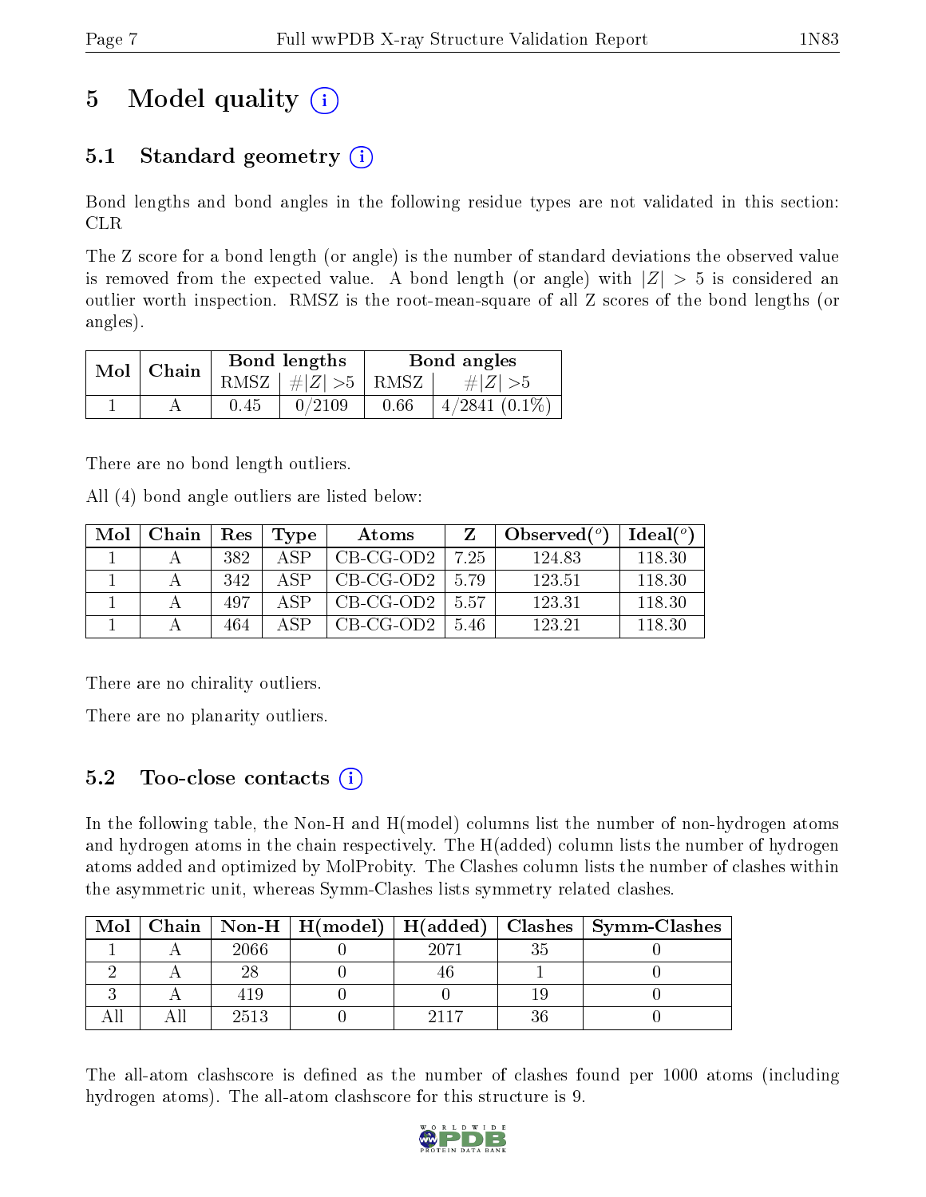# 5 Model quality (i)

## 5.1 Standard geometry (i)

Bond lengths and bond angles in the following residue types are not validated in this section: CLR

The Z score for a bond length (or angle) is the number of standard deviations the observed value is removed from the expected value. A bond length (or angle) with $|Z| > 5$ is considered an outlier worth inspection. RMSZ is the root-mean-square of all Z scores of the bond lengths (or angles).

| Mol | Chain | Bond lengths | | Bond angles | |
|---|---|---|---|---|---|
| | | RMSZ | $\#|Z| > 5$ | RMSZ | $\#|Z| > 5$ |
| 1 | A | 0.45 | 0/2109 | 0.66 | 4/2841 (0.1%) |

There are no bond length outliers.

All (4) bond angle outliers are listed below:

| Mol | Chain | Res | Type | Atoms | Z | Observed(°) | Ideal(°) |
|---|---|---|---|---|---|---|---|
| 1 | A | 382 | ASP | CB-CG-OD2 | 7.25 | 124.83 | 118.30 |
| 1 | A | 342 | ASP | CB-CG-OD2 | 5.79 | 123.51 | 118.30 |
| 1 | A | 497 | ASP | CB-CG-OD2 | 5.57 | 123.31 | 118.30 |
| 1 | A | 464 | ASP | CB-CG-OD2 | 5.46 | 123.21 | 118.30 |

There are no chirality outliers.

There are no planarity outliers.

## 5.2 Too-close contacts (i)

In the following table, the Non-H and H(model) columns list the number of non-hydrogen atoms and hydrogen atoms in the chain respectively. The H(added) column lists the number of hydrogen atoms added and optimized by MolProbity. The Clashes column lists the number of clashes within the asymmetric unit, whereas Symm-Clashes lists symmetry related clashes.

| Mol | Chain | Non-H | H(model) | H(added) | Clashes | Symm-Clashes |
|---|---|---|---|---|---|---|
| 1 | A | 2066 | 0 | 2071 | 35 | 0 |
| 2 | A | 28 | 0 | 46 | 1 | 0 |
| 3 | A | 419 | 0 | 0 | 19 | 0 |
| All | All | 2513 | 0 | 2117 | 36 | 0 |

The all-atom clashscore is defined as the number of clashes found per 1000 atoms (including hydrogen atoms). The all-atom clashscore for this structure is 9.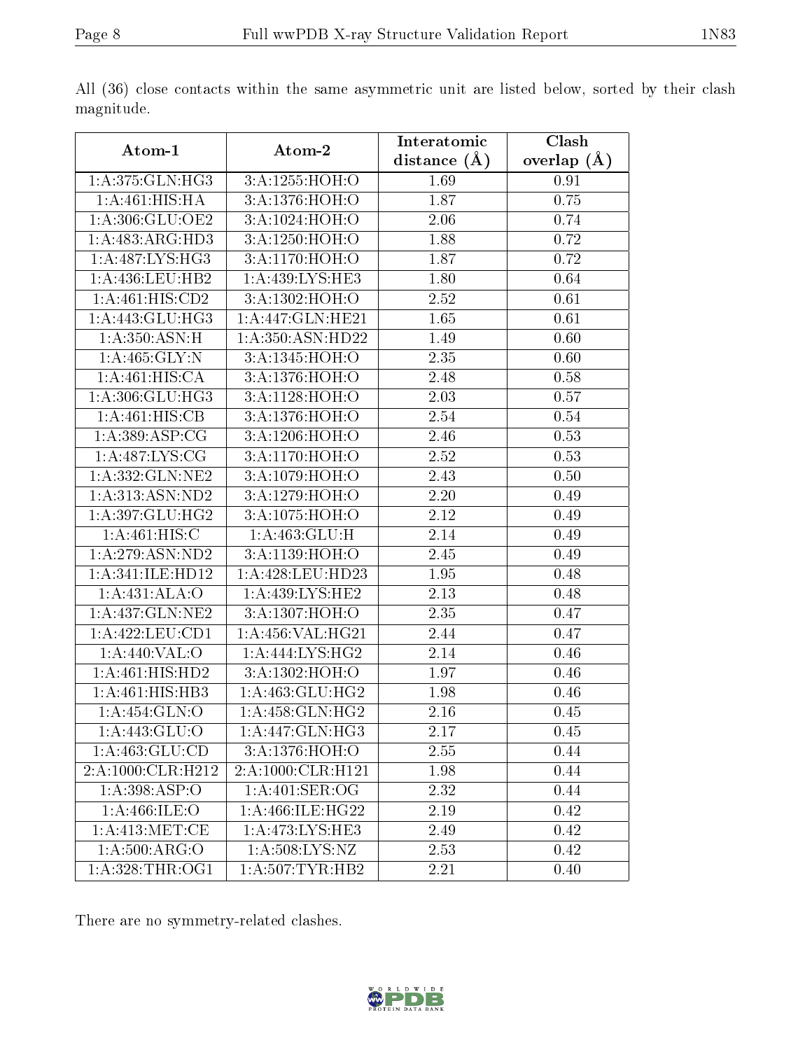All (36) close contacts within the same asymmetric unit are listed below, sorted by their clash magnitude.

| Atom-1 | Atom-2 | Interatomic distance (Å) | Clash overlap (Å) |
|---|---|---|---|
| 1:A:375:GLN:HG3 | 3:A:1255:HOH:O | 1.69 | 0.91 |
| 1:A:461:HIS:HA | 3:A:1376:HOH:O | 1.87 | 0.75 |
| 1:A:306:GLU:OE2 | 3:A:1024:HOH:O | 2.06 | 0.74 |
| 1:A:483:ARG:HD3 | 3:A:1250:HOH:O | 1.88 | 0.72 |
| 1:A:487:LYS:HG3 | 3:A:1170:HOH:O | 1.87 | 0.72 |
| 1:A:436:LEU:HB2 | 1:A:439:LYS:HE3 | 1.80 | 0.64 |
| 1:A:461:HIS:CD2 | 3:A:1302:HOH:O | 2.52 | 0.61 |
| 1:A:443:GLU:HG3 | 1:A:447:GLN:HE21 | 1.65 | 0.61 |
| 1:A:350:ASN:H | 1:A:350:ASN:HD22 | 1.49 | 0.60 |
| 1:A:465:GLY:N | 3:A:1345:HOH:O | 2.35 | 0.60 |
| 1:A:461:HIS:CA | 3:A:1376:HOH:O | 2.48 | 0.58 |
| 1:A:306:GLU:HG3 | 3:A:1128:HOH:O | 2.03 | 0.57 |
| 1:A:461:HIS:CB | 3:A:1376:HOH:O | 2.54 | 0.54 |
| 1:A:389:ASP:CG | 3:A:1206:HOH:O | 2.46 | 0.53 |
| 1:A:487:LYS:CG | 3:A:1170:HOH:O | 2.52 | 0.53 |
| 1:A:332:GLN:NE2 | 3:A:1079:HOH:O | 2.43 | 0.50 |
| 1:A:313:ASN:ND2 | 3:A:1279:HOH:O | 2.20 | 0.49 |
| 1:A:397:GLU:HG2 | 3:A:1075:HOH:O | 2.12 | 0.49 |
| 1:A:461:HIS:C | 1:A:463:GLU:H | 2.14 | 0.49 |
| 1:A:279:ASN:ND2 | 3:A:1139:HOH:O | 2.45 | 0.49 |
| 1:A:341:ILE:HD12 | 1:A:428:LEU:HD23 | 1.95 | 0.48 |
| 1:A:431:ALA:O | 1:A:439:LYS:HE2 | 2.13 | 0.48 |
| 1:A:437:GLN:NE2 | 3:A:1307:HOH:O | 2.35 | 0.47 |
| 1:A:422:LEU:CD1 | 1:A:456:VAL:HG21 | 2.44 | 0.47 |
| 1:A:440:VAL:O | 1:A:444:LYS:HG2 | 2.14 | 0.46 |
| 1:A:461:HIS:HD2 | 3:A:1302:HOH:O | 1.97 | 0.46 |
| 1:A:461:HIS:HB3 | 1:A:463:GLU:HG2 | 1.98 | 0.46 |
| 1:A:454:GLN:O | 1:A:458:GLN:HG2 | 2.16 | 0.45 |
| 1:A:443:GLU:O | 1:A:447:GLN:HG3 | 2.17 | 0.45 |
| 1:A:463:GLU:CD | 3:A:1376:HOH:O | 2.55 | 0.44 |
| 2:A:1000:CLR:H212 | 2:A:1000:CLR:H121 | 1.98 | 0.44 |
| 1:A:398:ASP:O | 1:A:401:SER:OG | 2.32 | 0.44 |
| 1:A:466:ILE:O | 1:A:466:ILE:HG22 | 2.19 | 0.42 |
| 1:A:413:MET:CE | 1:A:473:LYS:HE3 | 2.49 | 0.42 |
| 1:A:500:ARG:O | 1:A:508:LYS:NZ | 2.53 | 0.42 |
| 1:A:328:THR:OG1 | 1:A:507:TYR:HB2 | 2.21 | 0.40 |

There are no symmetry-related clashes.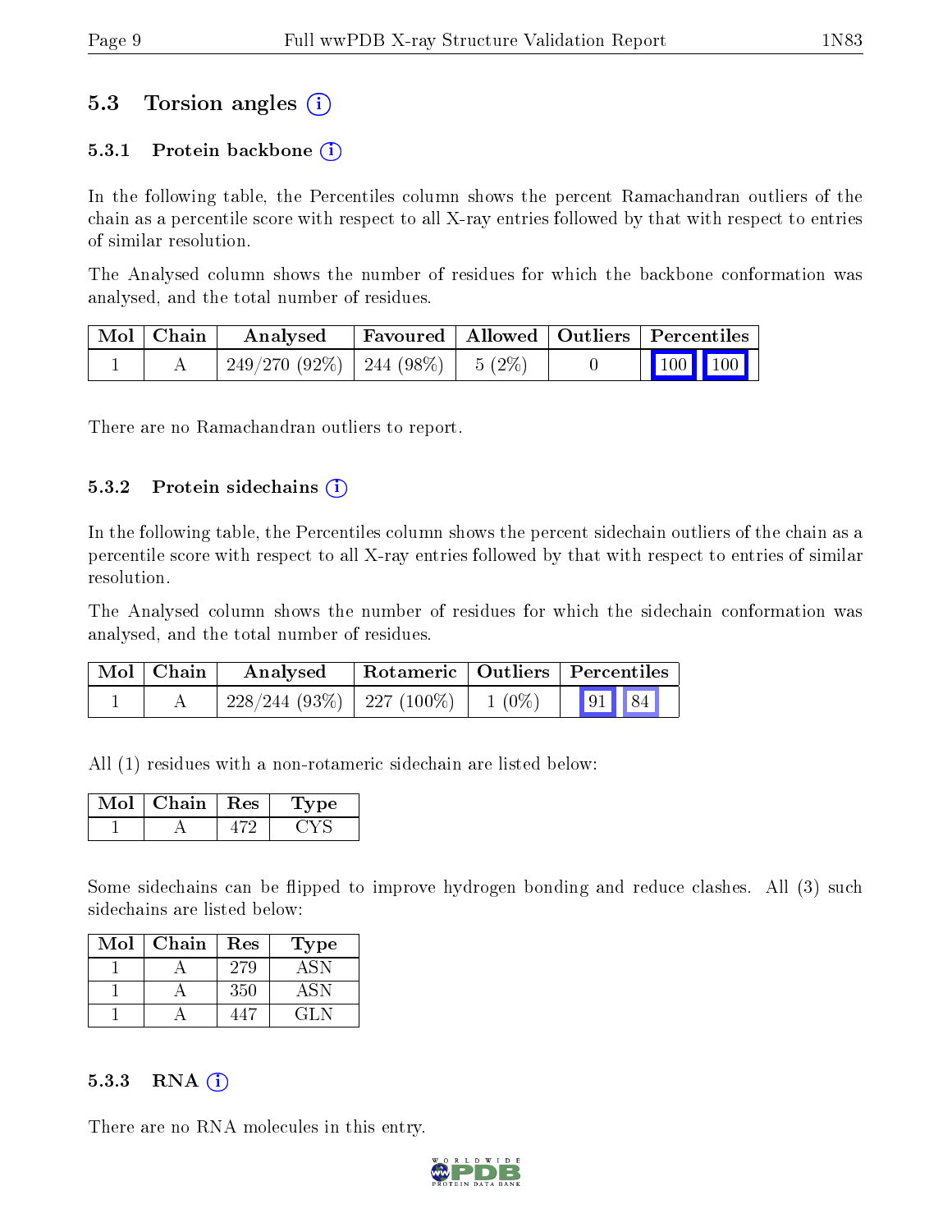## 5.3 Torsion angles (i)

### 5.3.1 Protein backbone (i)

In the following table, the Percentiles column shows the percent Ramachandran outliers of the chain as a percentile score with respect to all X-ray entries followed by that with respect to entries of similar resolution.

The Analysed column shows the number of residues for which the backbone conformation was analysed, and the total number of residues.

| Mol | Chain | Analysed | Favoured | Allowed | Outliers | Percentiles |
|---|---|---|---|---|---|---|
| 1 | A | 249/270 (92%) | 244 (98%) | 5 (2%) | 0 | 100 100 |

There are no Ramachandran outliers to report.

### 5.3.2 Protein sidechains (i)

In the following table, the Percentiles column shows the percent sidechain outliers of the chain as a percentile score with respect to all X-ray entries followed by that with respect to entries of similar resolution.

The Analysed column shows the number of residues for which the sidechain conformation was analysed, and the total number of residues.

| Mol | Chain | Analysed | Rotameric | Outliers | Percentiles |
|---|---|---|---|---|---|
| 1 | A | 228/244 (93%) | 227 (100%) | 1 (0%) | 91 84 |

All (1) residues with a non-rotameric sidechain are listed below:

| Mol | Chain | Res | Type |
|---|---|---|---|
| 1 | A | 472 | CYS |

Some sidechains can be flipped to improve hydrogen bonding and reduce clashes. All (3) such sidechains are listed below:

| Mol | Chain | Res | Type |
|---|---|---|---|
| 1 | A | 279 | ASN |
| 1 | A | 350 | ASN |
| 1 | A | 447 | GLN |

### 5.3.3 RNA (i)

There are no RNA molecules in this entry.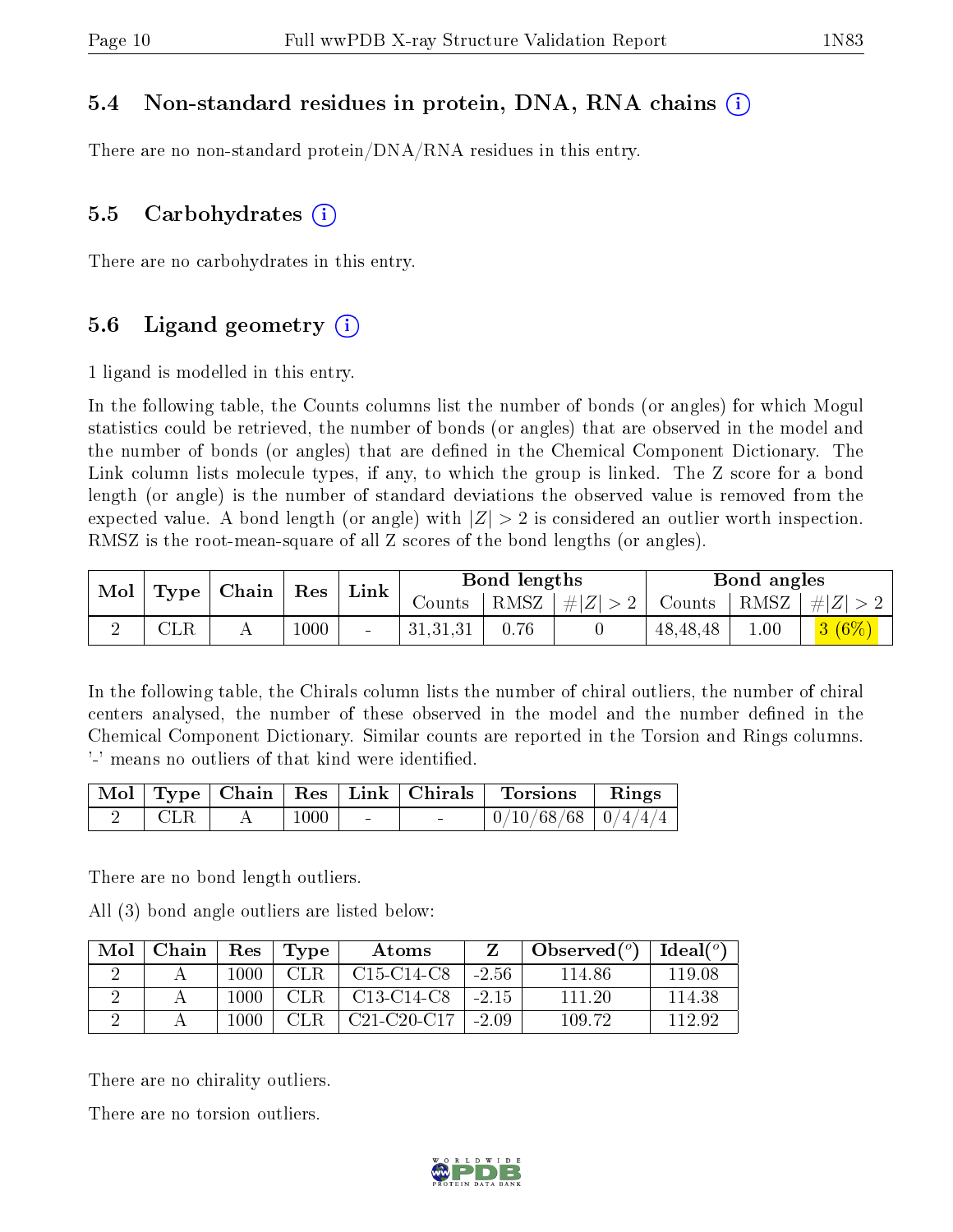### 5.4 Non-standard residues in protein, DNA, RNA chains (i)

There are no non-standard protein/DNA/RNA residues in this entry.

### 5.5 Carbohydrates (i)

There are no carbohydrates in this entry.

### 5.6 Ligand geometry (i)

1 ligand is modelled in this entry.

In the following table, the Counts columns list the number of bonds (or angles) for which Mogul statistics could be retrieved, the number of bonds (or angles) that are observed in the model and the number of bonds (or angles) that are defined in the Chemical Component Dictionary. The Link column lists molecule types, if any, to which the group is linked. The Z score for a bond length (or angle) is the number of standard deviations the observed value is removed from the expected value. A bond length (or angle) with $|Z| > 2$ is considered an outlier worth inspection. RMSZ is the root-mean-square of all Z scores of the bond lengths (or angles).

| Mol | Type | Chain | Res | Link | Bond lengths | | | Bond angles | | |
|---|---|---|---|---|---|---|---|---|---|---|
| | | | | | Counts | RMSZ | $\#\|Z\| > 2$ | Counts | RMSZ | $\#\|Z\| > 2$ |
| 2 | CLR | A | 1000 | - | 31,31,31 | 0.76 | 0 | 48,48,48 | 1.00 | 3 (6%) |

In the following table, the Chirals column lists the number of chiral outliers, the number of chiral centers analysed, the number of these observed in the model and the number defined in the Chemical Component Dictionary. Similar counts are reported in the Torsion and Rings columns. '-' means no outliers of that kind were identified.

| Mol | Type | Chain | Res | Link | Chirals | Torsions | Rings |
|---|---|---|---|---|---|---|---|
| 2 | CLR | A | 1000 | - | - | 0/10/68/68 | 0/4/4/4 |

There are no bond length outliers.

All (3) bond angle outliers are listed below:

| Mol | Chain | Res | Type | Atoms | Z | Observed(°) | Ideal(°) |
|---|---|---|---|---|---|---|---|
| 2 | A | 1000 | CLR | C15-C14-C8 | -2.56 | 114.86 | 119.08 |
| 2 | A | 1000 | CLR | C13-C14-C8 | -2.15 | 111.20 | 114.38 |
| 2 | A | 1000 | CLR | C21-C20-C17 | -2.09 | 109.72 | 112.92 |

There are no chirality outliers.

There are no torsion outliers.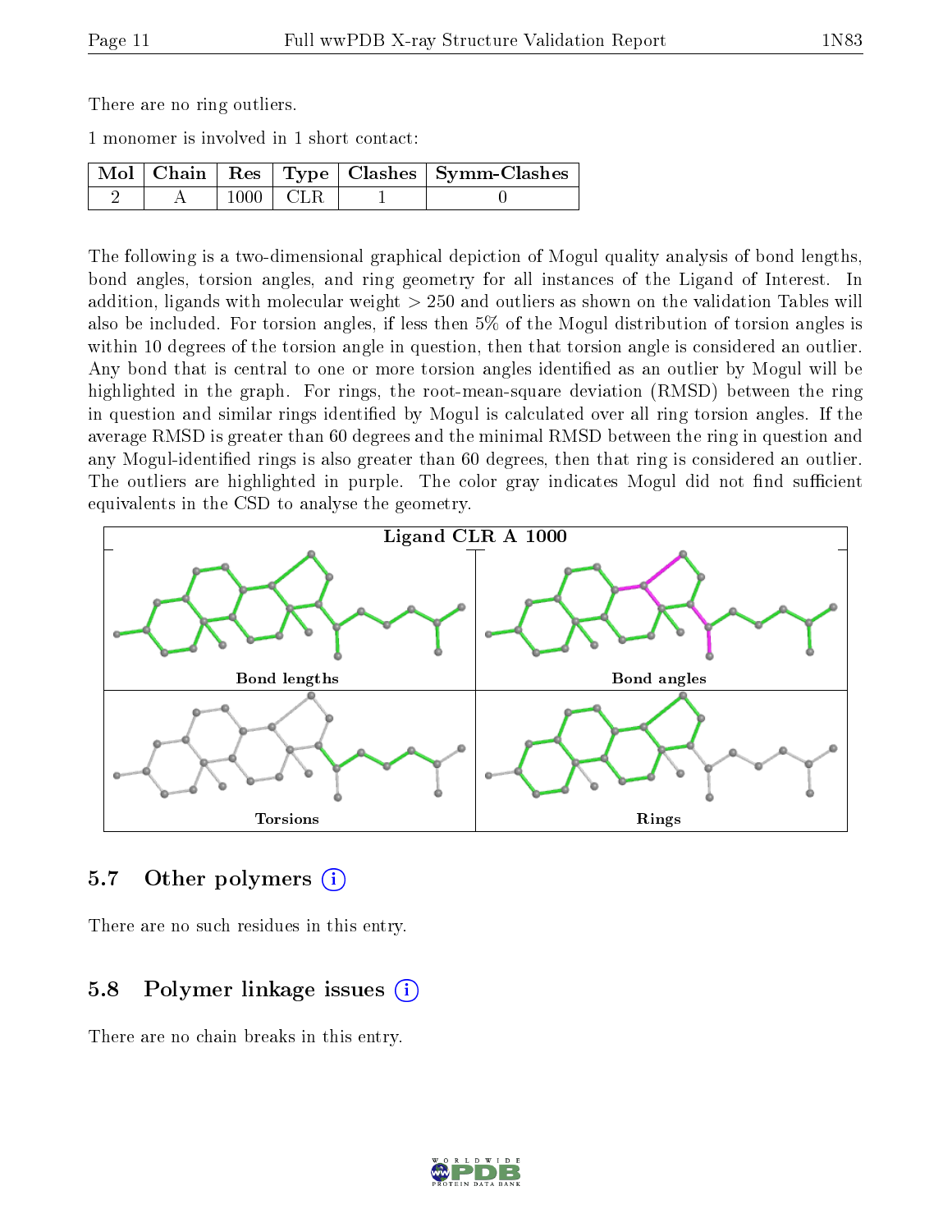There are no ring outliers.

1 monomer is involved in 1 short contact:

| Mol | Chain | Res | Type | Clashes | Symm-Clashes |
|---|---|---|---|---|---|
| 2 | A | 1000 | CLR | 1 | 0 |

The following is a two-dimensional graphical depiction of Mogul quality analysis of bond lengths, bond angles, torsion angles, and ring geometry for all instances of the Ligand of Interest. In addition, ligands with molecular weight > 250 and outliers as shown on the validation Tables will also be included. For torsion angles, if less then 5% of the Mogul distribution of torsion angles is within 10 degrees of the torsion angle in question, then that torsion angle is considered an outlier. Any bond that is central to one or more torsion angles identified as an outlier by Mogul will be highlighted in the graph. For rings, the root-mean-square deviation (RMSD) between the ring in question and similar rings identified by Mogul is calculated over all ring torsion angles. If the average RMSD is greater than 60 degrees and the minimal RMSD between the ring in question and any Mogul-identified rings is also greater than 60 degrees, then that ring is considered an outlier. The outliers are highlighted in purple. The color gray indicates Mogul did not find sufficient equivalents in the CSD to analyse the geometry.

Ligand CLR A 1000

Bond lengths

Bond angles

Torsions

Rings

## 5.7 Other polymers

There are no such residues in this entry.

## 5.8 Polymer linkage issues

There are no chain breaks in this entry.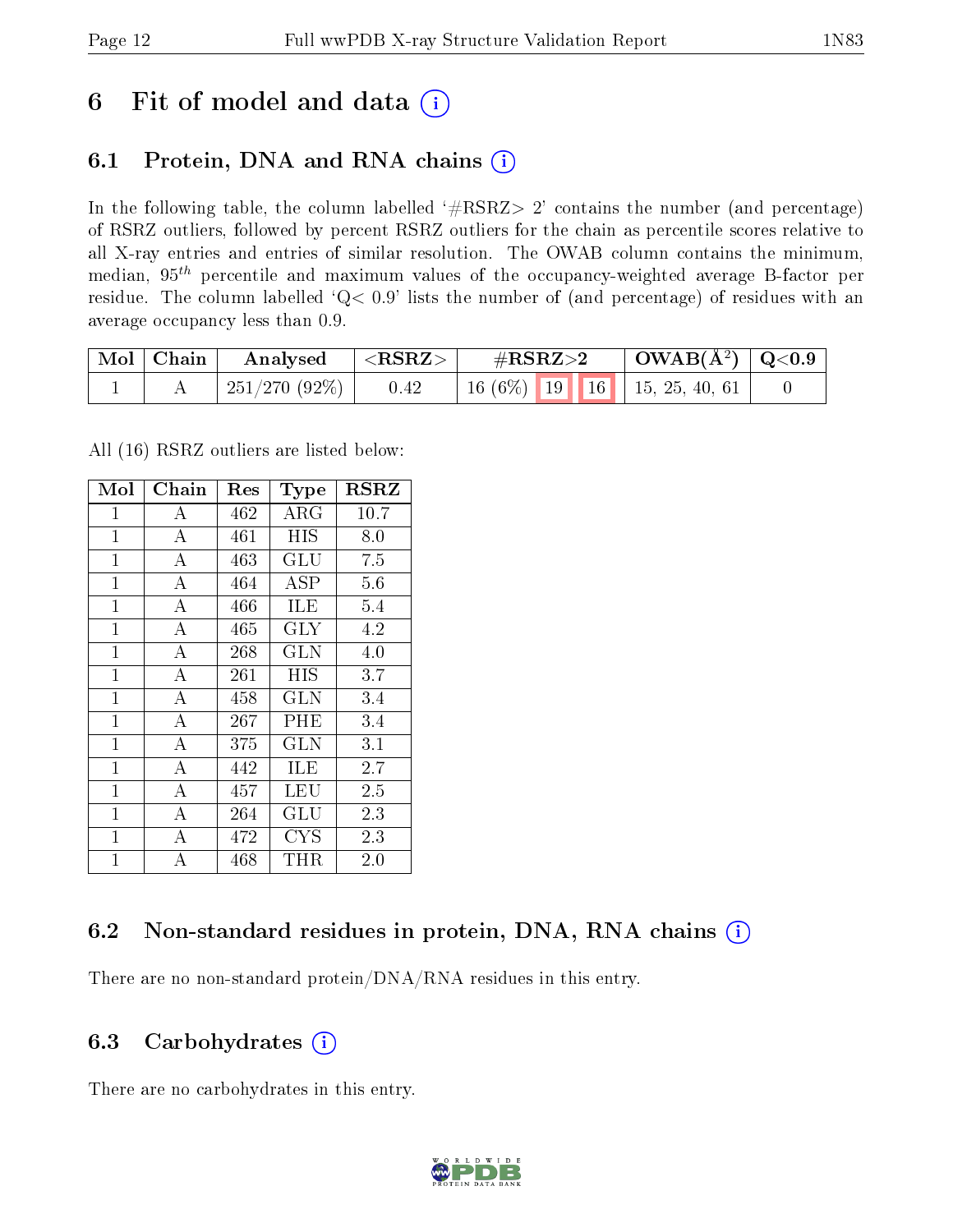# 6 Fit of model and data (i)

## 6.1 Protein, DNA and RNA chains (i)

In the following table, the column labelled '#RSRZ> 2' contains the number (and percentage) of RSRZ outliers, followed by percent RSRZ outliers for the chain as percentile scores relative to all X-ray entries and entries of similar resolution. The OWAB column contains the minimum, median, $95^{th}$ percentile and maximum values of the occupancy-weighted average B-factor per residue. The column labelled 'Q< 0.9' lists the number of (and percentage) of residues with an average occupancy less than 0.9.

| Mol | Chain | Analysed | <RSRZ> | #RSRZ>2 | | | OWAB(Å$^2$) | Q<0.9 |
|---|---|---|---|---|---|---|---|---|
| 1 | A | 251/270 (92%) | 0.42 | 16 (6%) | 19 | 16 | 15, 25, 40, 61 | 0 |

All (16) RSRZ outliers are listed below:

| Mol | Chain | Res | Type | RSRZ |
|---|---|---|---|---|
| 1 | A | 462 | ARG | 10.7 |
| 1 | A | 461 | HIS | 8.0 |
| 1 | A | 463 | GLU | 7.5 |
| 1 | A | 464 | ASP | 5.6 |
| 1 | A | 466 | ILE | 5.4 |
| 1 | A | 465 | GLY | 4.2 |
| 1 | A | 268 | GLN | 4.0 |
| 1 | A | 261 | HIS | 3.7 |
| 1 | A | 458 | GLN | 3.4 |
| 1 | A | 267 | PHE | 3.4 |
| 1 | A | 375 | GLN | 3.1 |
| 1 | A | 442 | ILE | 2.7 |
| 1 | A | 457 | LEU | 2.5 |
| 1 | A | 264 | GLU | 2.3 |
| 1 | A | 472 | CYS | 2.3 |
| 1 | A | 468 | THR | 2.0 |

## 6.2 Non-standard residues in protein, DNA, RNA chains (i)

There are no non-standard protein/DNA/RNA residues in this entry.

## 6.3 Carbohydrates (i)

There are no carbohydrates in this entry.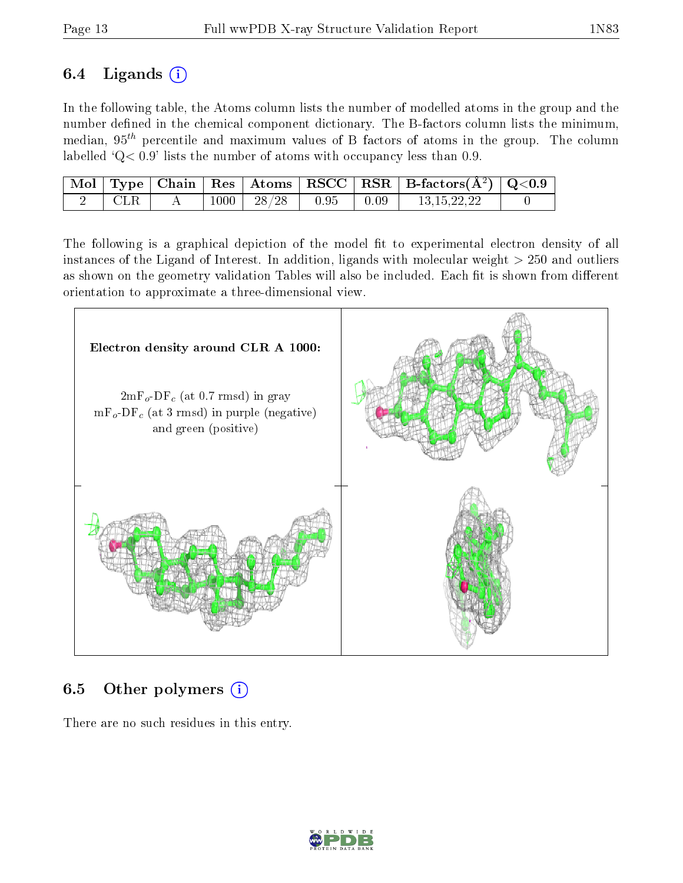### 6.4 Ligands (i)

In the following table, the Atoms column lists the number of modelled atoms in the group and the number defined in the chemical component dictionary. The B-factors column lists the minimum, median, $95^{th}$ percentile and maximum values of B factors of atoms in the group. The column labelled 'Q< 0.9' lists the number of atoms with occupancy less than 0.9.

| Mol | Type | Chain | Res | Atoms | RSCC | RSR | B-factors(Å$^2$) | Q<0.9 |
|---|---|---|---|---|---|---|---|---|
| 2 | CLR | A | 1000 | 28/28 | 0.95 | 0.09 | 13,15,22,22 | 0 |

The following is a graphical depiction of the model fit to experimental electron density of all instances of the Ligand of Interest. In addition, ligands with molecular weight > 250 and outliers as shown on the geometry validation Tables will also be included. Each fit is shown from different orientation to approximate a three-dimensional view.

**Electron density around CLR A 1000:**

$2mF_o$-$DF_c$ (at 0.7 rmsd) in gray
$mF_o$-$DF_c$ (at 3 rmsd) in purple (negative) and green (positive)

### 6.5 Other polymers (i)

There are no such residues in this entry.